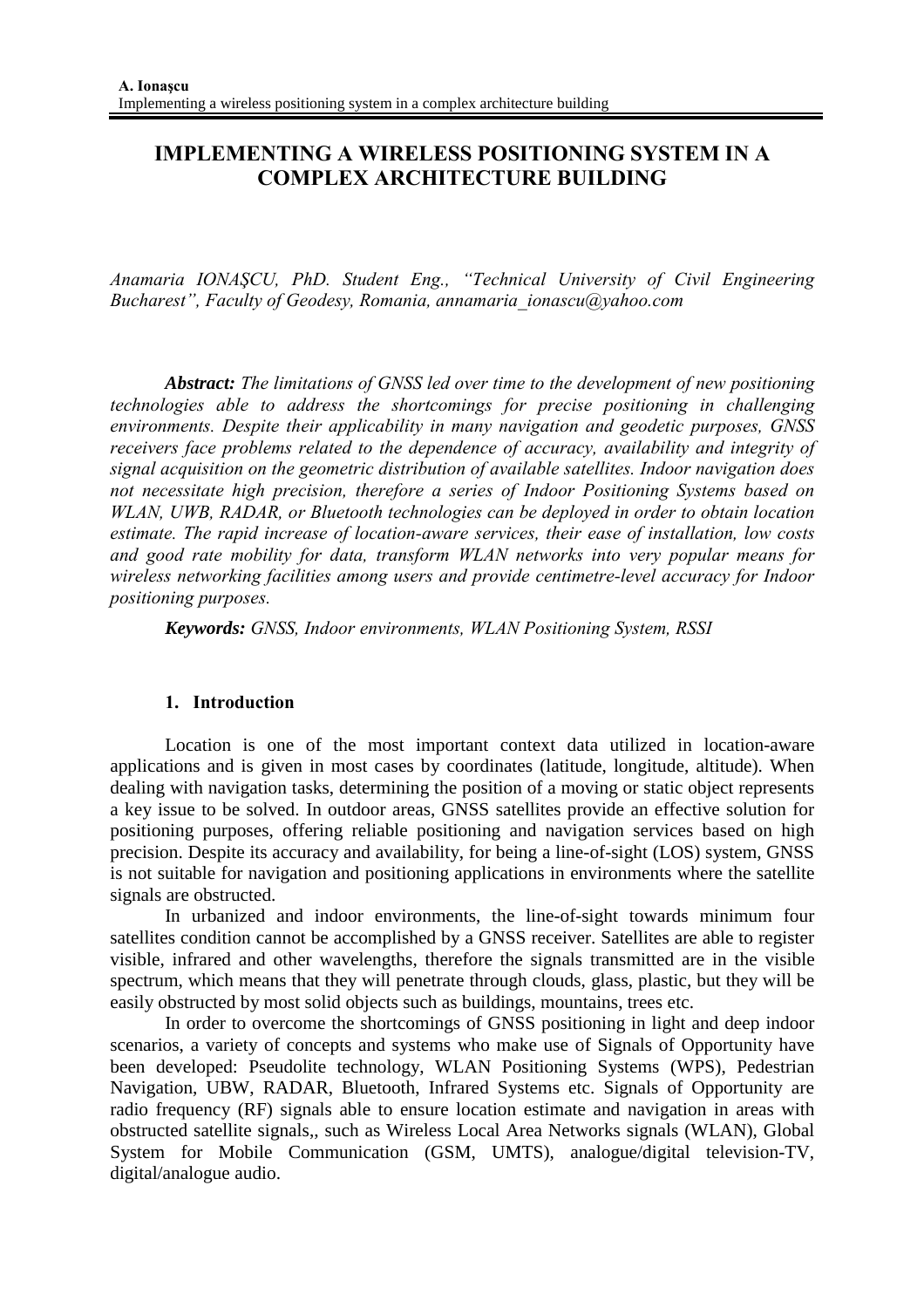# IMPLEMENTING A WIRELESS POSITIONING SYSTEM IN A COMPLEX ARCHITECTURE BUILDING

*Anamaria IONAŞCU, PhD. Student Eng., "Technical University of Civil Engineering Bucharest", Faculty of Geodesy, Romania, annamaria_ionascu@yahoo.com*

***Abstract:*** *The limitations of GNSS led over time to the development of new positioning technologies able to address the shortcomings for precise positioning in challenging environments. Despite their applicability in many navigation and geodetic purposes, GNSS receivers face problems related to the dependence of accuracy, availability and integrity of signal acquisition on the geometric distribution of available satellites. Indoor navigation does not necessitate high precision, therefore a series of Indoor Positioning Systems based on WLAN, UWB, RADAR, or Bluetooth technologies can be deployed in order to obtain location estimate. The rapid increase of location-aware services, their ease of installation, low costs and good rate mobility for data, transform WLAN networks into very popular means for wireless networking facilities among users and provide centimetre-level accuracy for Indoor positioning purposes.*

***Keywords:*** *GNSS, Indoor environments, WLAN Positioning System, RSSI*

## 1. Introduction

Location is one of the most important context data utilized in location-aware applications and is given in most cases by coordinates (latitude, longitude, altitude). When dealing with navigation tasks, determining the position of a moving or static object represents a key issue to be solved. In outdoor areas, GNSS satellites provide an effective solution for positioning purposes, offering reliable positioning and navigation services based on high precision. Despite its accuracy and availability, for being a line-of-sight (LOS) system, GNSS is not suitable for navigation and positioning applications in environments where the satellite signals are obstructed.

In urbanized and indoor environments, the line-of-sight towards minimum four satellites condition cannot be accomplished by a GNSS receiver. Satellites are able to register visible, infrared and other wavelengths, therefore the signals transmitted are in the visible spectrum, which means that they will penetrate through clouds, glass, plastic, but they will be easily obstructed by most solid objects such as buildings, mountains, trees etc.

In order to overcome the shortcomings of GNSS positioning in light and deep indoor scenarios, a variety of concepts and systems who make use of Signals of Opportunity have been developed: Pseudolite technology, WLAN Positioning Systems (WPS), Pedestrian Navigation, UBW, RADAR, Bluetooth, Infrared Systems etc. Signals of Opportunity are radio frequency (RF) signals able to ensure location estimate and navigation in areas with obstructed satellite signals,, such as Wireless Local Area Networks signals (WLAN), Global System for Mobile Communication (GSM, UMTS), analogue/digital television-TV, digital/analogue audio.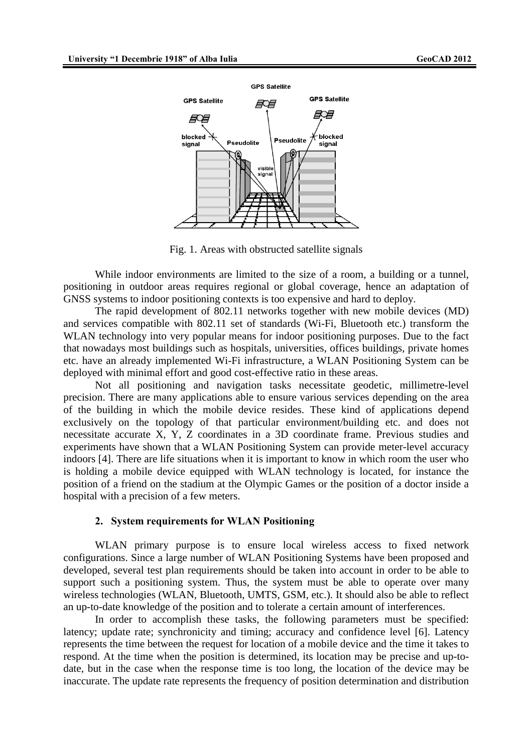Fig. 1. Areas with obstructed satellite signals

While indoor environments are limited to the size of a room, a building or a tunnel, positioning in outdoor areas requires regional or global coverage, hence an adaptation of GNSS systems to indoor positioning contexts is too expensive and hard to deploy.

The rapid development of 802.11 networks together with new mobile devices (MD) and services compatible with 802.11 set of standards (Wi-Fi, Bluetooth etc.) transform the WLAN technology into very popular means for indoor positioning purposes. Due to the fact that nowadays most buildings such as hospitals, universities, offices buildings, private homes etc. have an already implemented Wi-Fi infrastructure, a WLAN Positioning System can be deployed with minimal effort and good cost-effective ratio in these areas.

Not all positioning and navigation tasks necessitate geodetic, millimetre-level precision. There are many applications able to ensure various services depending on the area of the building in which the mobile device resides. These kind of applications depend exclusively on the topology of that particular environment/building etc. and does not necessitate accurate X, Y, Z coordinates in a 3D coordinate frame. Previous studies and experiments have shown that a WLAN Positioning System can provide meter-level accuracy indoors [4]. There are life situations when it is important to know in which room the user who is holding a mobile device equipped with WLAN technology is located, for instance the position of a friend on the stadium at the Olympic Games or the position of a doctor inside a hospital with a precision of a few meters.

## 2. System requirements for WLAN Positioning

WLAN primary purpose is to ensure local wireless access to fixed network configurations. Since a large number of WLAN Positioning Systems have been proposed and developed, several test plan requirements should be taken into account in order to be able to support such a positioning system. Thus, the system must be able to operate over many wireless technologies (WLAN, Bluetooth, UMTS, GSM, etc.). It should also be able to reflect an up-to-date knowledge of the position and to tolerate a certain amount of interferences.

In order to accomplish these tasks, the following parameters must be specified: latency; update rate; synchronicity and timing; accuracy and confidence level [6]. Latency represents the time between the request for location of a mobile device and the time it takes to respond. At the time when the position is determined, its location may be precise and up-to-date, but in the case when the response time is too long, the location of the device may be inaccurate. The update rate represents the frequency of position determination and distribution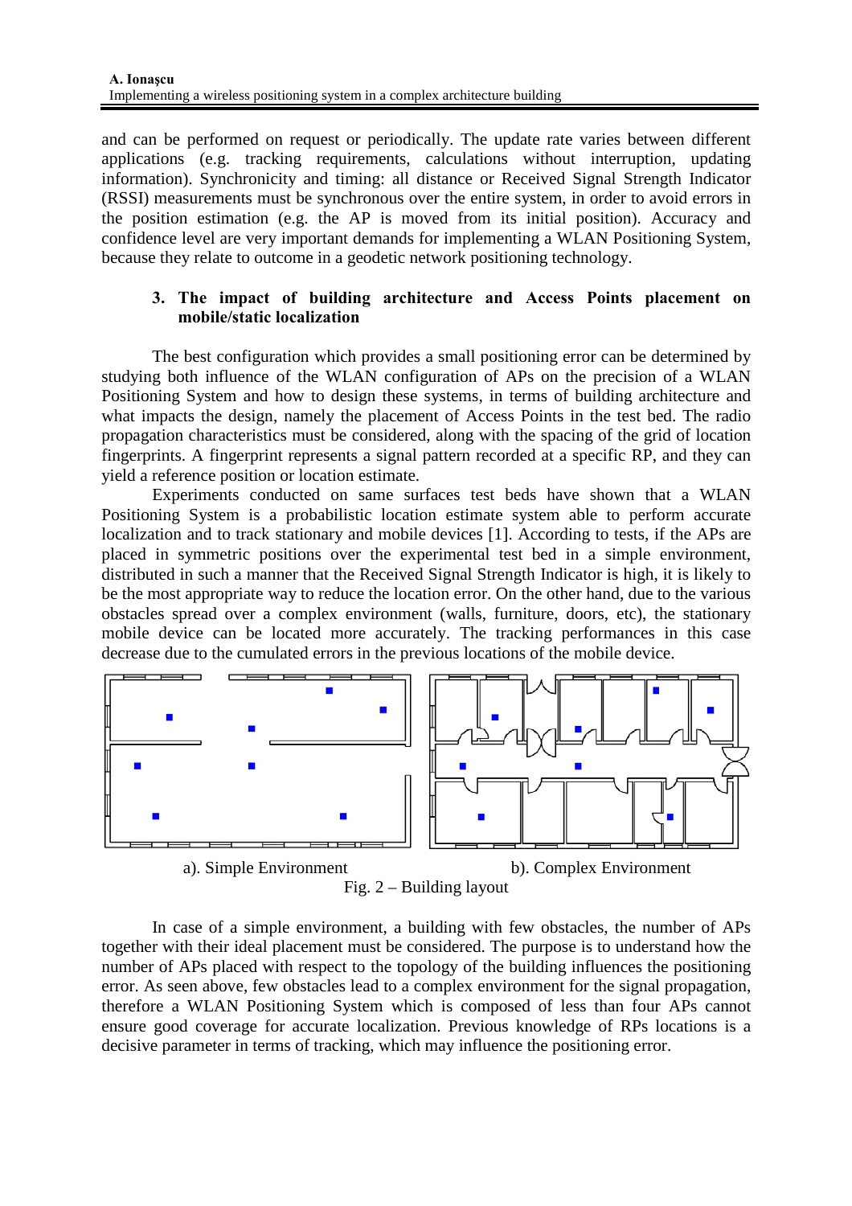and can be performed on request or periodically. The update rate varies between different applications (e.g. tracking requirements, calculations without interruption, updating information). Synchronicity and timing: all distance or Received Signal Strength Indicator (RSSI) measurements must be synchronous over the entire system, in order to avoid errors in the position estimation (e.g. the AP is moved from its initial position). Accuracy and confidence level are very important demands for implementing a WLAN Positioning System, because they relate to outcome in a geodetic network positioning technology.

## 3. The impact of building architecture and Access Points placement on mobile/static localization

The best configuration which provides a small positioning error can be determined by studying both influence of the WLAN configuration of APs on the precision of a WLAN Positioning System and how to design these systems, in terms of building architecture and what impacts the design, namely the placement of Access Points in the test bed. The radio propagation characteristics must be considered, along with the spacing of the grid of location fingerprints. A fingerprint represents a signal pattern recorded at a specific RP, and they can yield a reference position or location estimate.

Experiments conducted on same surfaces test beds have shown that a WLAN Positioning System is a probabilistic location estimate system able to perform accurate localization and to track stationary and mobile devices [1]. According to tests, if the APs are placed in symmetric positions over the experimental test bed in a simple environment, distributed in such a manner that the Received Signal Strength Indicator is high, it is likely to be the most appropriate way to reduce the location error. On the other hand, due to the various obstacles spread over a complex environment (walls, furniture, doors, etc), the stationary mobile device can be located more accurately. The tracking performances in this case decrease due to the cumulated errors in the previous locations of the mobile device.

a). Simple Environment　　　　b). Complex Environment

Fig. 2 – Building layout

In case of a simple environment, a building with few obstacles, the number of APs together with their ideal placement must be considered. The purpose is to understand how the number of APs placed with respect to the topology of the building influences the positioning error. As seen above, few obstacles lead to a complex environment for the signal propagation, therefore a WLAN Positioning System which is composed of less than four APs cannot ensure good coverage for accurate localization. Previous knowledge of RPs locations is a decisive parameter in terms of tracking, which may influence the positioning error.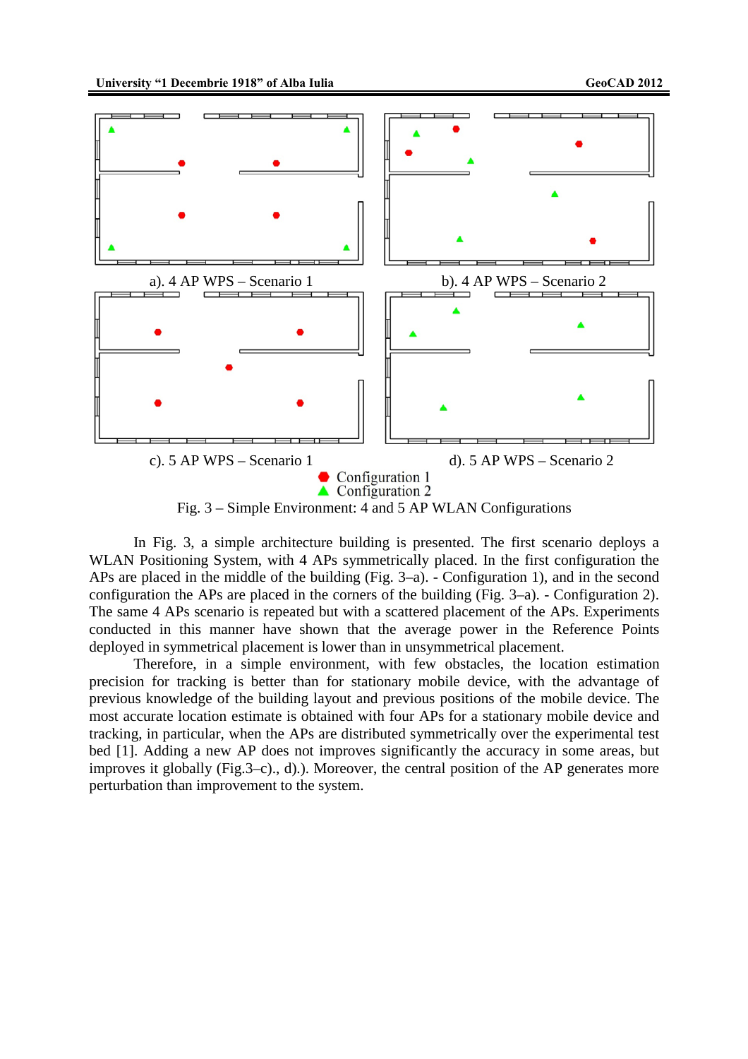a). 4 AP WPS – Scenario 1

b). 4 AP WPS – Scenario 2

c). 5 AP WPS – Scenario 1

d). 5 AP WPS – Scenario 2

Configuration 1
Configuration 2

Fig. 3 – Simple Environment: 4 and 5 AP WLAN Configurations

In Fig. 3, a simple architecture building is presented. The first scenario deploys a WLAN Positioning System, with 4 APs symmetrically placed. In the first configuration the APs are placed in the middle of the building (Fig. 3–a). - Configuration 1), and in the second configuration the APs are placed in the corners of the building (Fig. 3–a). - Configuration 2). The same 4 APs scenario is repeated but with a scattered placement of the APs. Experiments conducted in this manner have shown that the average power in the Reference Points deployed in symmetrical placement is lower than in unsymmetrical placement.

Therefore, in a simple environment, with few obstacles, the location estimation precision for tracking is better than for stationary mobile device, with the advantage of previous knowledge of the building layout and previous positions of the mobile device. The most accurate location estimate is obtained with four APs for a stationary mobile device and tracking, in particular, when the APs are distributed symmetrically over the experimental test bed [1]. Adding a new AP does not improves significantly the accuracy in some areas, but improves it globally (Fig.3–c)., d).). Moreover, the central position of the AP generates more perturbation than improvement to the system.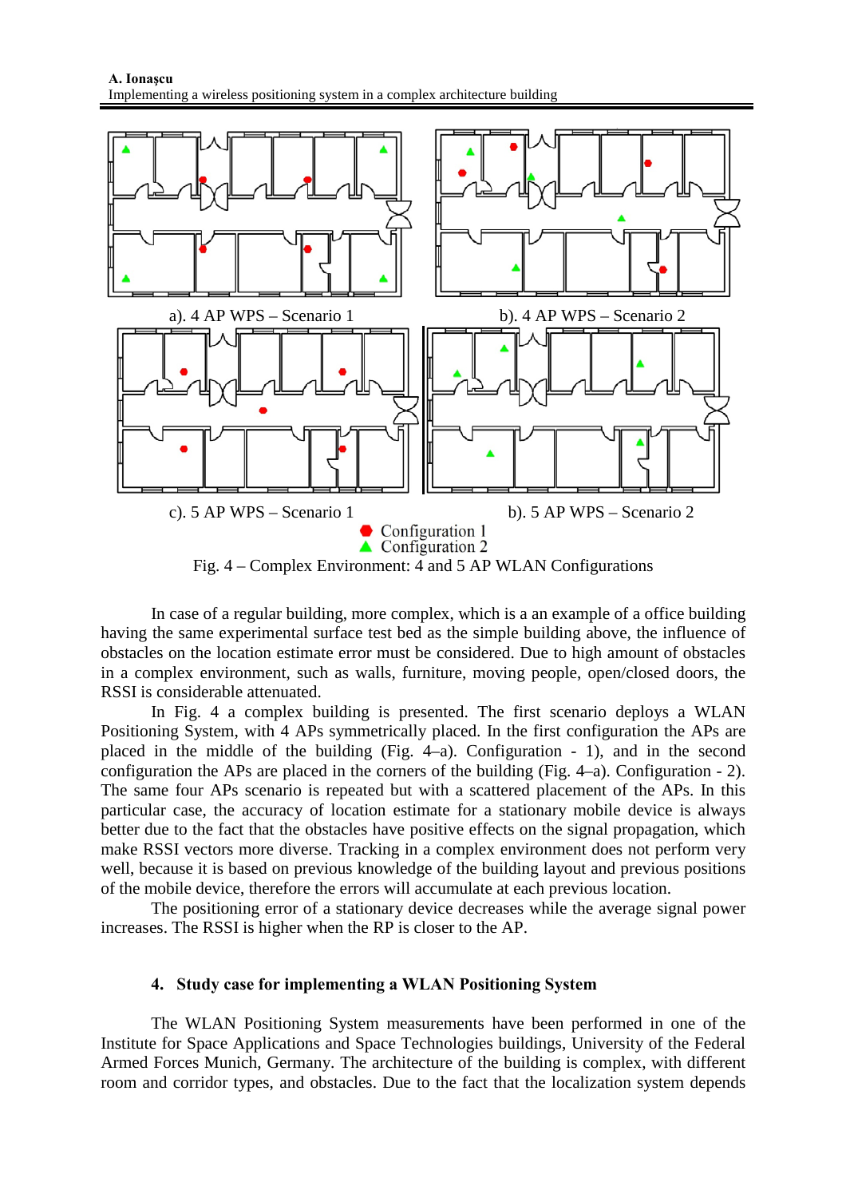a). 4 AP WPS – Scenario 1

b). 4 AP WPS – Scenario 2

c). 5 AP WPS – Scenario 1

b). 5 AP WPS – Scenario 2

Configuration 1
Configuration 2

Fig. 4 – Complex Environment: 4 and 5 AP WLAN Configurations

In case of a regular building, more complex, which is a an example of a office building having the same experimental surface test bed as the simple building above, the influence of obstacles on the location estimate error must be considered. Due to high amount of obstacles in a complex environment, such as walls, furniture, moving people, open/closed doors, the RSSI is considerable attenuated.

In Fig. 4 a complex building is presented. The first scenario deploys a WLAN Positioning System, with 4 APs symmetrically placed. In the first configuration the APs are placed in the middle of the building (Fig. 4–a). Configuration - 1), and in the second configuration the APs are placed in the corners of the building (Fig. 4–a). Configuration - 2). The same four APs scenario is repeated but with a scattered placement of the APs. In this particular case, the accuracy of location estimate for a stationary mobile device is always better due to the fact that the obstacles have positive effects on the signal propagation, which make RSSI vectors more diverse. Tracking in a complex environment does not perform very well, because it is based on previous knowledge of the building layout and previous positions of the mobile device, therefore the errors will accumulate at each previous location.

The positioning error of a stationary device decreases while the average signal power increases. The RSSI is higher when the RP is closer to the AP.

## 4. Study case for implementing a WLAN Positioning System

The WLAN Positioning System measurements have been performed in one of the Institute for Space Applications and Space Technologies buildings, University of the Federal Armed Forces Munich, Germany. The architecture of the building is complex, with different room and corridor types, and obstacles. Due to the fact that the localization system depends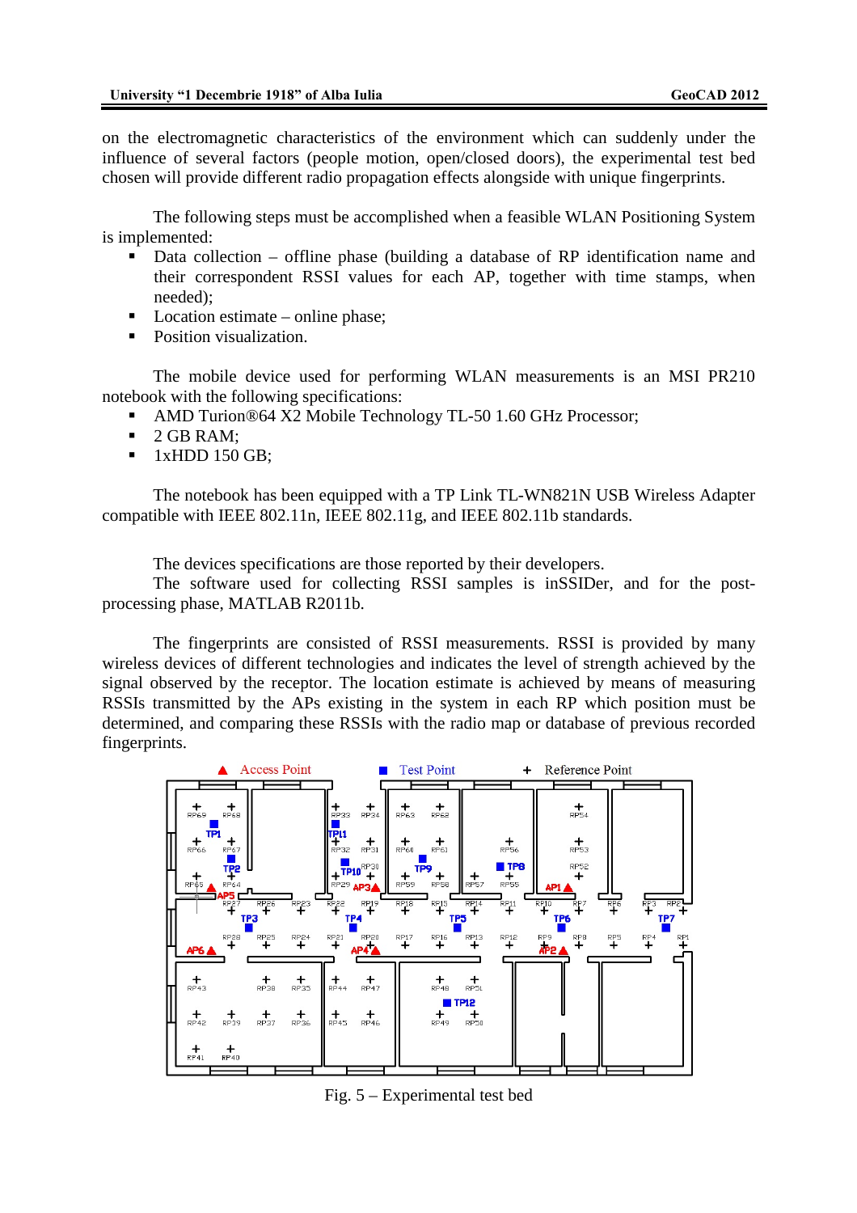on the electromagnetic characteristics of the environment which can suddenly under the influence of several factors (people motion, open/closed doors), the experimental test bed chosen will provide different radio propagation effects alongside with unique fingerprints.

The following steps must be accomplished when a feasible WLAN Positioning System is implemented:

- Data collection – offline phase (building a database of RP identification name and their correspondent RSSI values for each AP, together with time stamps, when needed);
- Location estimate – online phase;
- Position visualization.

The mobile device used for performing WLAN measurements is an MSI PR210 notebook with the following specifications:

- AMD Turion®64 X2 Mobile Technology TL-50 1.60 GHz Processor;
- 2 GB RAM;
- 1xHDD 150 GB;

The notebook has been equipped with a TP Link TL-WN821N USB Wireless Adapter compatible with IEEE 802.11n, IEEE 802.11g, and IEEE 802.11b standards.

The devices specifications are those reported by their developers.

The software used for collecting RSSI samples is inSSIDer, and for the post-processing phase, MATLAB R2011b.

The fingerprints are consisted of RSSI measurements. RSSI is provided by many wireless devices of different technologies and indicates the level of strength achieved by the signal observed by the receptor. The location estimate is achieved by means of measuring RSSIs transmitted by the APs existing in the system in each RP which position must be determined, and comparing these RSSIs with the radio map or database of previous recorded fingerprints.

Fig. 5 – Experimental test bed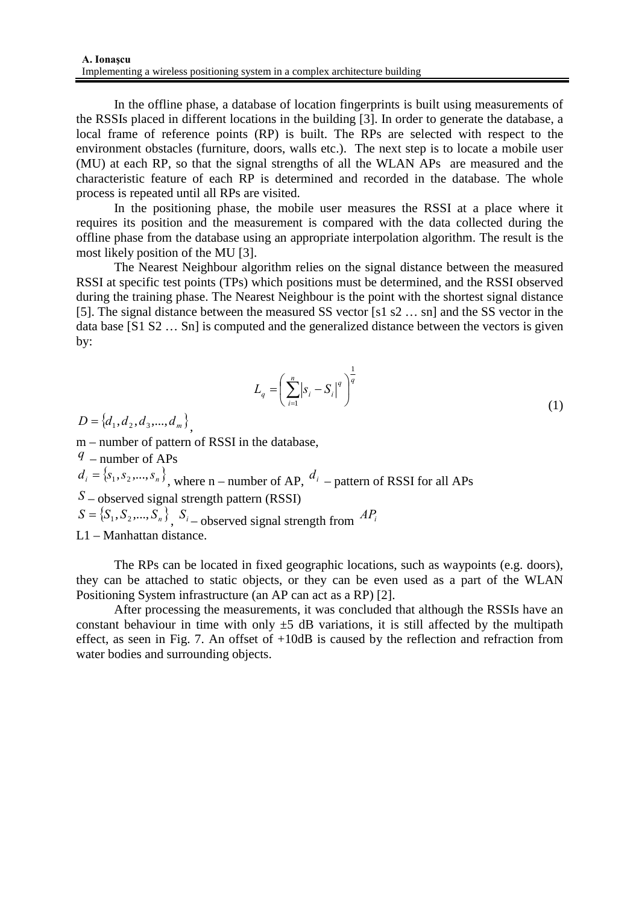In the offline phase, a database of location fingerprints is built using measurements of the RSSIs placed in different locations in the building [3]. In order to generate the database, a local frame of reference points (RP) is built. The RPs are selected with respect to the environment obstacles (furniture, doors, walls etc.). The next step is to locate a mobile user (MU) at each RP, so that the signal strengths of all the WLAN APs are measured and the characteristic feature of each RP is determined and recorded in the database. The whole process is repeated until all RPs are visited.

In the positioning phase, the mobile user measures the RSSI at a place where it requires its position and the measurement is compared with the data collected during the offline phase from the database using an appropriate interpolation algorithm. The result is the most likely position of the MU [3].

The Nearest Neighbour algorithm relies on the signal distance between the measured RSSI at specific test points (TPs) which positions must be determined, and the RSSI observed during the training phase. The Nearest Neighbour is the point with the shortest signal distance [5]. The signal distance between the measured SS vector [s1 s2 … sn] and the SS vector in the data base [S1 S2 … Sn] is computed and the generalized distance between the vectors is given by:

$$L_q = \left( \sum_{i=1}^{n} \left| s_i - S_i \right|^q \right)^{\frac{1}{q}} \tag{1}$$

$D = \{d_1, d_2, d_3, ..., d_m\}$,

m – number of pattern of RSSI in the database,

$q$ – number of APs

$d_i = \{s_1, s_2, ..., s_n\}$, where n – number of AP, $d_i$ – pattern of RSSI for all APs

$S$ – observed signal strength pattern (RSSI)

$S = \{S_1, S_2, ..., S_n\}$, $S_i$ – observed signal strength from $AP_i$

L1 – Manhattan distance.

The RPs can be located in fixed geographic locations, such as waypoints (e.g. doors), they can be attached to static objects, or they can be even used as a part of the WLAN Positioning System infrastructure (an AP can act as a RP) [2].

After processing the measurements, it was concluded that although the RSSIs have an constant behaviour in time with only ±5 dB variations, it is still affected by the multipath effect, as seen in Fig. 7. An offset of +10dB is caused by the reflection and refraction from water bodies and surrounding objects.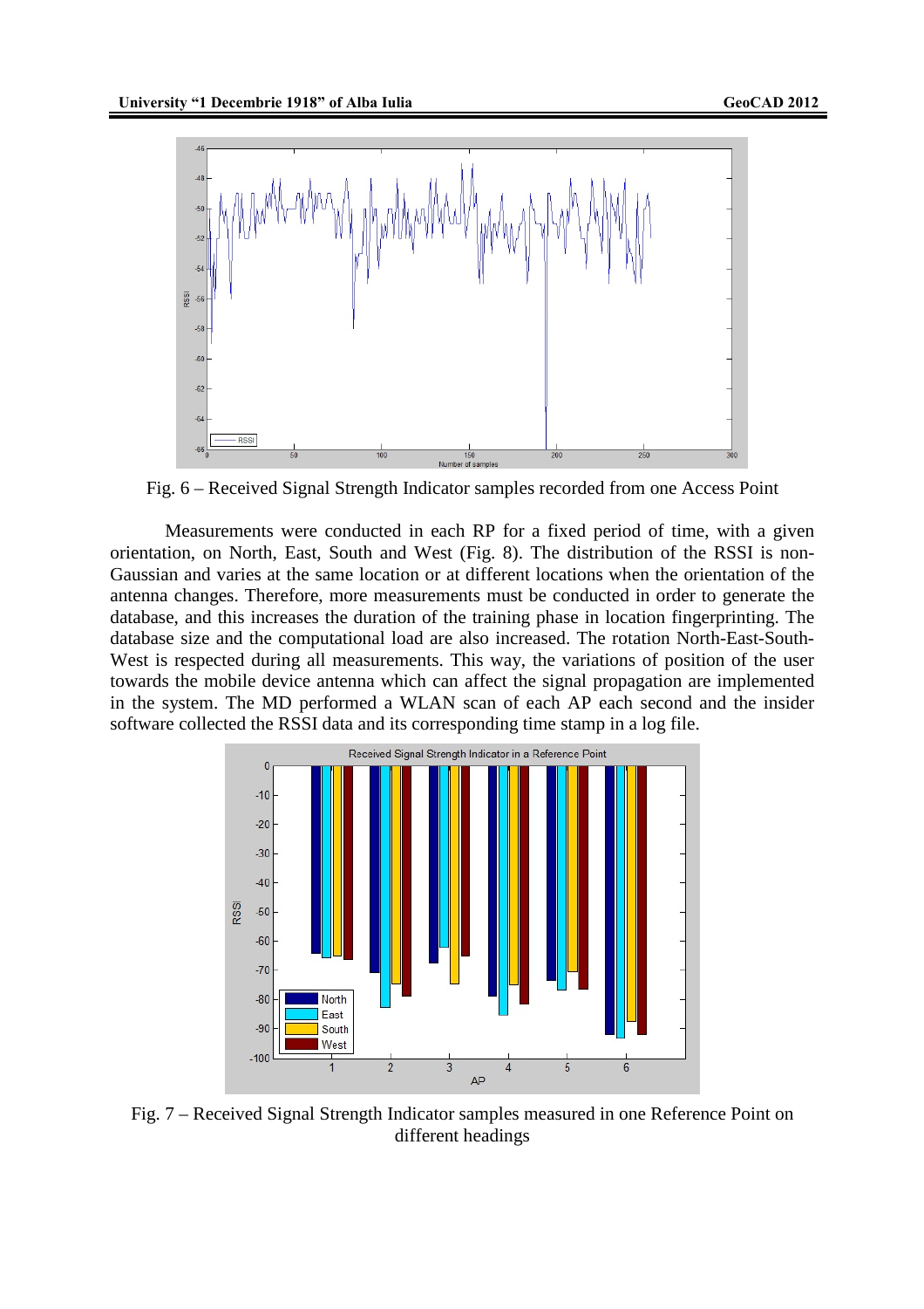Fig. 6 – Received Signal Strength Indicator samples recorded from one Access Point

Measurements were conducted in each RP for a fixed period of time, with a given orientation, on North, East, South and West (Fig. 8). The distribution of the RSSI is non-Gaussian and varies at the same location or at different locations when the orientation of the antenna changes. Therefore, more measurements must be conducted in order to generate the database, and this increases the duration of the training phase in location fingerprinting. The database size and the computational load are also increased. The rotation North-East-South-West is respected during all measurements. This way, the variations of position of the user towards the mobile device antenna which can affect the signal propagation are implemented in the system. The MD performed a WLAN scan of each AP each second and the insider software collected the RSSI data and its corresponding time stamp in a log file.

Fig. 7 – Received Signal Strength Indicator samples measured in one Reference Point on different headings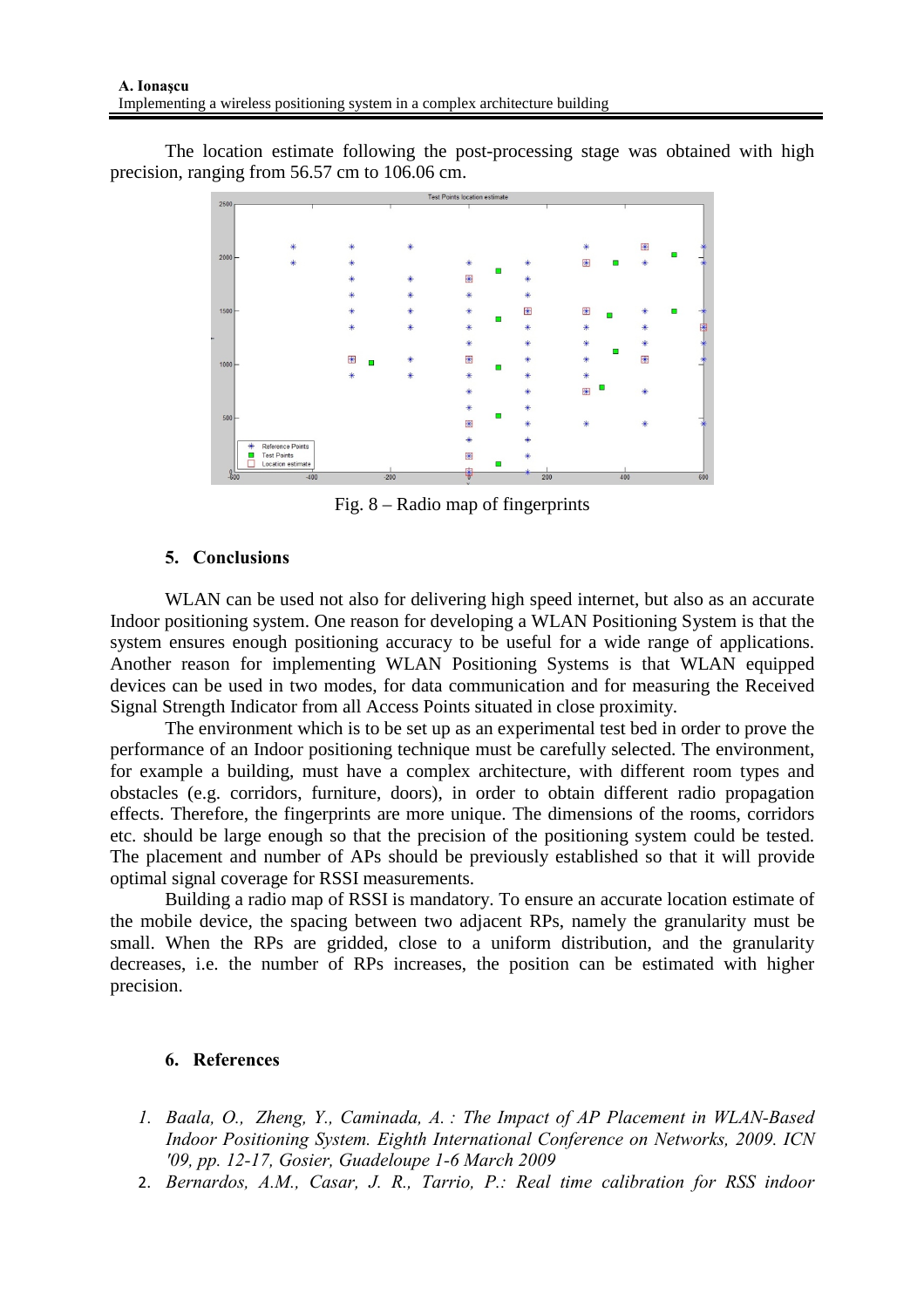The location estimate following the post-processing stage was obtained with high precision, ranging from 56.57 cm to 106.06 cm.

Fig. 8 – Radio map of fingerprints

## 5. Conclusions

WLAN can be used not also for delivering high speed internet, but also as an accurate Indoor positioning system. One reason for developing a WLAN Positioning System is that the system ensures enough positioning accuracy to be useful for a wide range of applications. Another reason for implementing WLAN Positioning Systems is that WLAN equipped devices can be used in two modes, for data communication and for measuring the Received Signal Strength Indicator from all Access Points situated in close proximity.

The environment which is to be set up as an experimental test bed in order to prove the performance of an Indoor positioning technique must be carefully selected. The environment, for example a building, must have a complex architecture, with different room types and obstacles (e.g. corridors, furniture, doors), in order to obtain different radio propagation effects. Therefore, the fingerprints are more unique. The dimensions of the rooms, corridors etc. should be large enough so that the precision of the positioning system could be tested. The placement and number of APs should be previously established so that it will provide optimal signal coverage for RSSI measurements.

Building a radio map of RSSI is mandatory. To ensure an accurate location estimate of the mobile device, the spacing between two adjacent RPs, namely the granularity must be small. When the RPs are gridded, close to a uniform distribution, and the granularity decreases, i.e. the number of RPs increases, the position can be estimated with higher precision.

## 6. References

1. *Baala, O., Zheng, Y., Caminada, A. : The Impact of AP Placement in WLAN-Based Indoor Positioning System. Eighth International Conference on Networks, 2009. ICN '09, pp. 12-17, Gosier, Guadeloupe 1-6 March 2009*
2. *Bernardos, A.M., Casar, J. R., Tarrio, P.: Real time calibration for RSS indoor*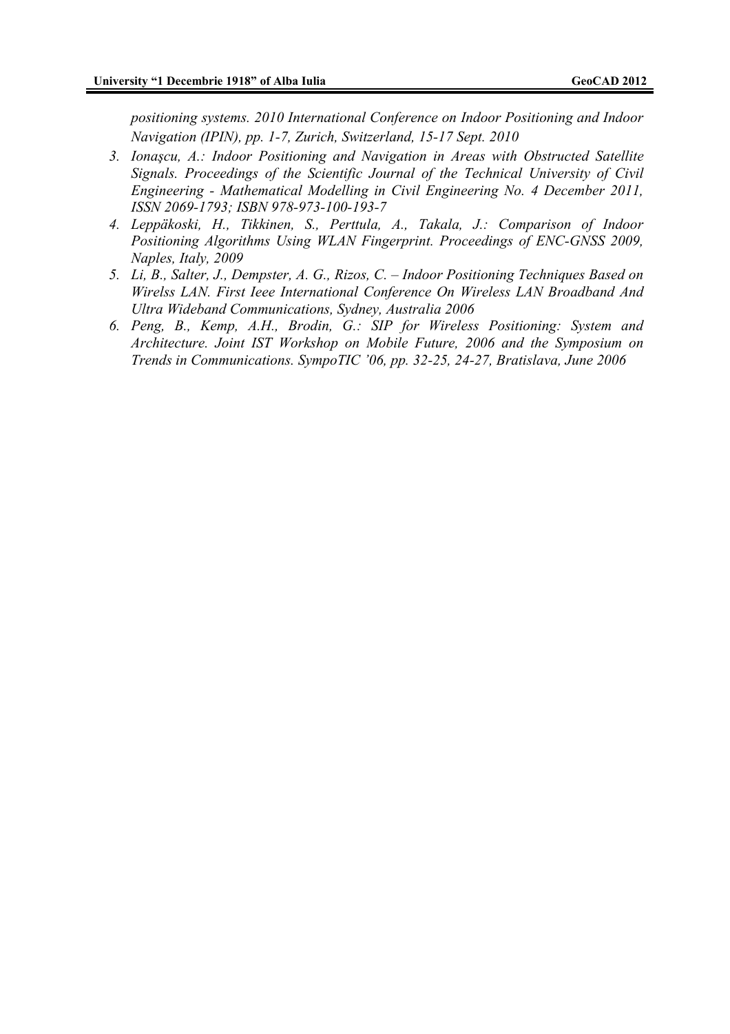*positioning systems. 2010 International Conference on Indoor Positioning and Indoor Navigation (IPIN), pp. 1-7, Zurich, Switzerland, 15-17 Sept. 2010*

3. *Ionaşcu, A.: Indoor Positioning and Navigation in Areas with Obstructed Satellite Signals. Proceedings of the Scientific Journal of the Technical University of Civil Engineering - Mathematical Modelling in Civil Engineering No. 4 December 2011, ISSN 2069-1793; ISBN 978-973-100-193-7*
4. *Leppäkoski, H., Tikkinen, S., Perttula, A., Takala, J.: Comparison of Indoor Positioning Algorithms Using WLAN Fingerprint. Proceedings of ENC-GNSS 2009, Naples, Italy, 2009*
5. *Li, B., Salter, J., Dempster, A. G., Rizos, C. – Indoor Positioning Techniques Based on Wirelss LAN. First Ieee International Conference On Wireless LAN Broadband And Ultra Wideband Communications, Sydney, Australia 2006*
6. *Peng, B., Kemp, A.H., Brodin, G.: SIP for Wireless Positioning: System and Architecture. Joint IST Workshop on Mobile Future, 2006 and the Symposium on Trends in Communications. SympoTIC '06, pp. 32-25, 24-27, Bratislava, June 2006*